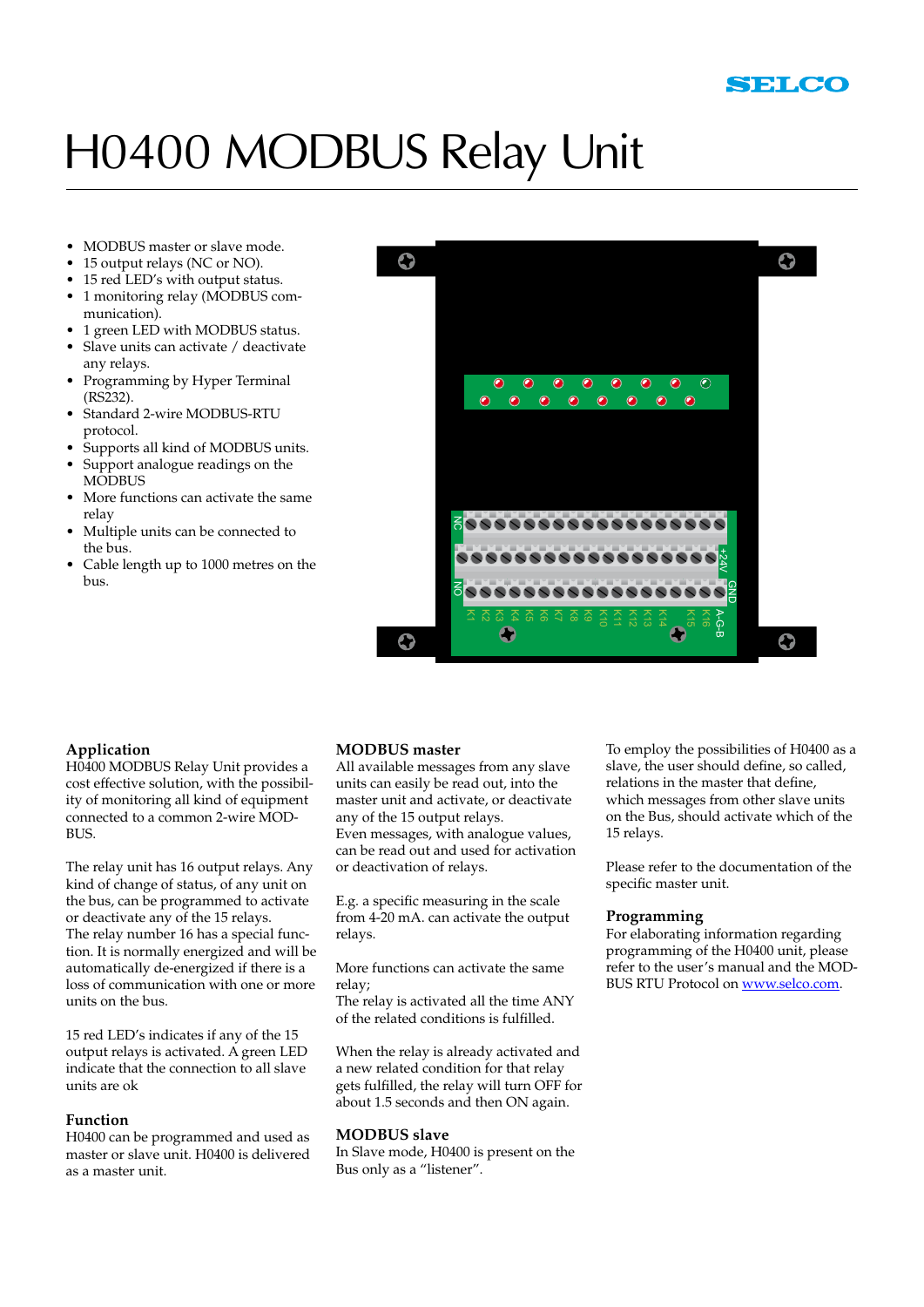# H0400 MODBUS Relay Unit

- MODBUS master or slave mode.
- 15 output relays (NC or NO).
- 15 red LED's with output status.
- 1 monitoring relay (MODBUS communication).
- 1 green LED with MODBUS status.
- Slave units can activate / deactivate any relays.
- Programming by Hyper Terminal (RS232).
- Standard 2-wire MODBUS-RTU protocol.
- Supports all kind of MODBUS units.
- Support analogue readings on the MODBUS
- More functions can activate the same relay
- Multiple units can be connected to the bus.
- Cable length up to 1000 metres on the bus.

## Application

H0400 MODBUS Relay Unit provides a cost effective solution, with the possibility of monitoring all kind of equipment connected to a common 2-wire MODBUS.

The relay unit has 16 output relays. Any kind of change of status, of any unit on the bus, can be programmed to activate or deactivate any of the 15 relays.
The relay number 16 has a special function. It is normally energized and will be automatically de-energized if there is a loss of communication with one or more units on the bus.

15 red LED's indicates if any of the 15 output relays is activated. A green LED indicate that the connection to all slave units are ok

## Function

H0400 can be programmed and used as master or slave unit. H0400 is delivered as a master unit.

## MODBUS master

All available messages from any slave units can easily be read out, into the master unit and activate, or deactivate any of the 15 output relays.
Even messages, with analogue values, can be read out and used for activation or deactivation of relays.

E.g. a specific measuring in the scale from 4-20 mA. can activate the output relays.

More functions can activate the same relay;
The relay is activated all the time ANY of the related conditions is fulfilled.

When the relay is already activated and a new related condition for that relay gets fulfilled, the relay will turn OFF for about 1.5 seconds and then ON again.

## MODBUS slave

In Slave mode, H0400 is present on the Bus only as a "listener".

To employ the possibilities of H0400 as a slave, the user should define, so called, relations in the master that define, which messages from other slave units on the Bus, should activate which of the 15 relays.

Please refer to the documentation of the specific master unit.

## Programming

For elaborating information regarding programming of the H0400 unit, please refer to the user's manual and the MODBUS RTU Protocol on www.selco.com.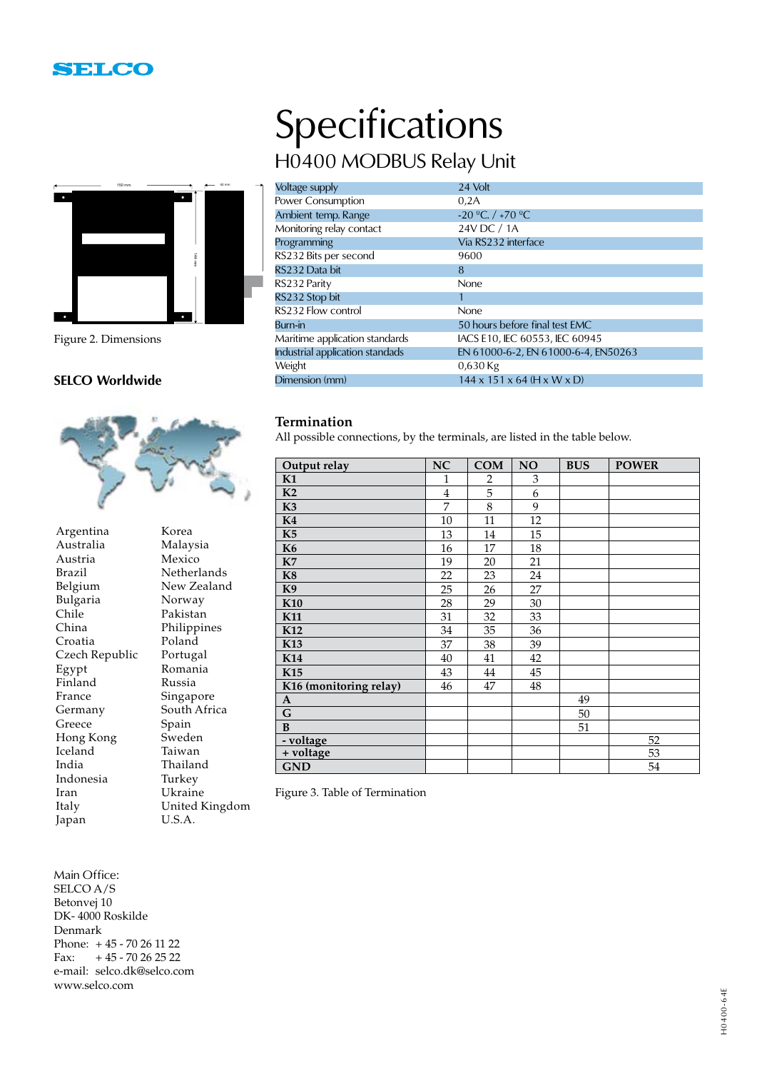SELCO

# Specifications

## H0400 MODBUS Relay Unit

| | |
|---|---|
| Voltage supply | 24 Volt |
| Power Consumption | 0,2A |
| Ambient temp. Range | -20 °C. / +70 °C |
| Monitoring relay contact | 24V DC / 1A |
| Programming | Via RS232 interface |
| RS232 Bits per second | 9600 |
| RS232 Data bit | 8 |
| RS232 Parity | None |
| RS232 Stop bit | 1 |
| RS232 Flow control | None |
| Burn-in | 50 hours before final test EMC |
| Maritime application standards | IACS E10, IEC 60553, IEC 60945 |
| Industrial application standads | EN 61000-6-2, EN 61000-6-4, EN50263 |
| Weight | 0,630 Kg |
| Dimension (mm) | 144 x 151 x 64 (H x W x D) |

150 mm

42 mm

144 mm

Figure 2. Dimensions

### Termination

All possible connections, by the terminals, are listed in the table below.

| Output relay | NC | COM | NO | BUS | POWER |
|---|---|---|---|---|---|
| K1 | 1 | 2 | 3 | | |
| K2 | 4 | 5 | 6 | | |
| K3 | 7 | 8 | 9 | | |
| K4 | 10 | 11 | 12 | | |
| K5 | 13 | 14 | 15 | | |
| K6 | 16 | 17 | 18 | | |
| K7 | 19 | 20 | 21 | | |
| K8 | 22 | 23 | 24 | | |
| K9 | 25 | 26 | 27 | | |
| K10 | 28 | 29 | 30 | | |
| K11 | 31 | 32 | 33 | | |
| K12 | 34 | 35 | 36 | | |
| K13 | 37 | 38 | 39 | | |
| K14 | 40 | 41 | 42 | | |
| K15 | 43 | 44 | 45 | | |
| K16 (monitoring relay) | 46 | 47 | 48 | | |
| A | | | | 49 | |
| G | | | | 50 | |
| B | | | | 51 | |
| - voltage | | | | | 52 |
| + voltage | | | | | 53 |
| GND | | | | | 54 |

Figure 3. Table of Termination

### SELCO Worldwide

Argentina
Australia
Austria
Brazil
Belgium
Bulgaria
Chile
China
Croatia
Czech Republic
Egypt
Finland
France
Germany
Greece
Hong Kong
Iceland
India
Indonesia
Iran
Italy
Japan
Korea
Malaysia
Mexico
Netherlands
New Zealand
Norway
Pakistan
Philippines
Poland
Portugal
Romania
Russia
Singapore
South Africa
Spain
Sweden
Taiwan
Thailand
Turkey
Ukraine
United Kingdom
U.S.A.

Main Office:
SELCO A/S
Betonvej 10
DK- 4000 Roskilde
Denmark
Phone: + 45 - 70 26 11 22
Fax: + 45 - 70 26 25 22
e-mail: selco.dk@selco.com
www.selco.com

H0400-64E